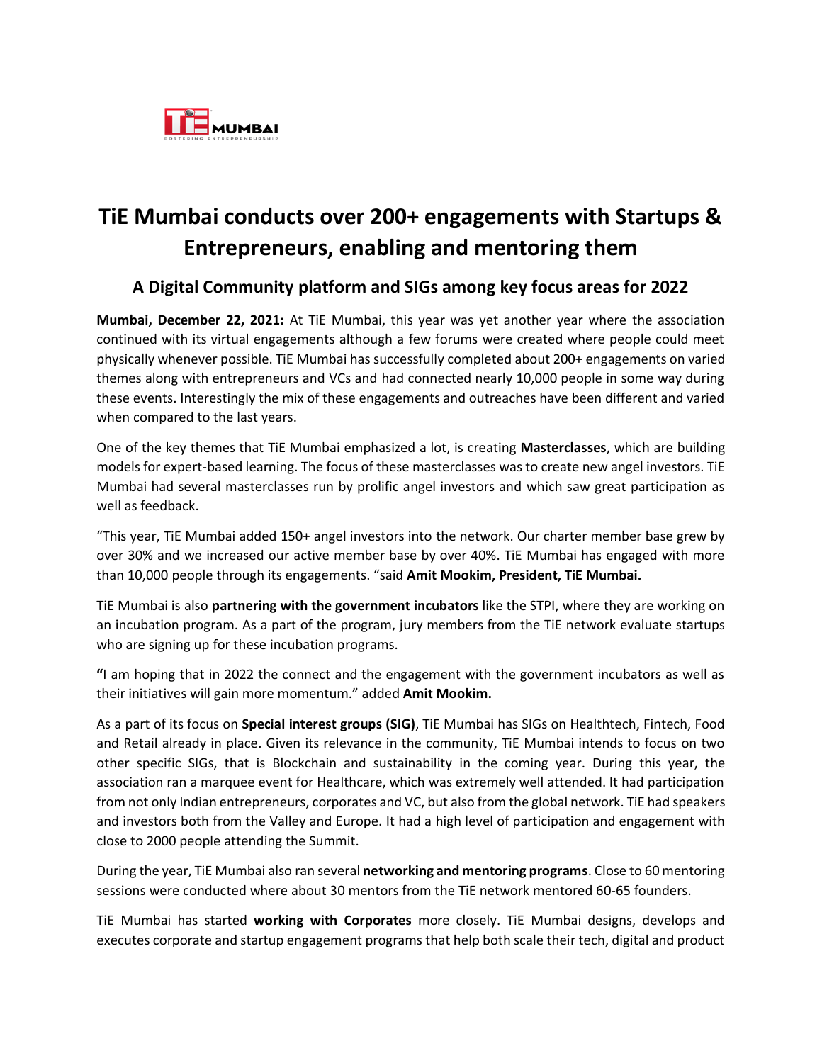# TiE Mumbai conducts over 200+ engagements with Startups & Entrepreneurs, enabling and mentoring them

## A Digital Community platform and SIGs among key focus areas for 2022

**Mumbai, December 22, 2021:** At TiE Mumbai, this year was yet another year where the association continued with its virtual engagements although a few forums were created where people could meet physically whenever possible. TiE Mumbai has successfully completed about 200+ engagements on varied themes along with entrepreneurs and VCs and had connected nearly 10,000 people in some way during these events. Interestingly the mix of these engagements and outreaches have been different and varied when compared to the last years.

One of the key themes that TiE Mumbai emphasized a lot, is creating **Masterclasses**, which are building models for expert-based learning. The focus of these masterclasses was to create new angel investors. TiE Mumbai had several masterclasses run by prolific angel investors and which saw great participation as well as feedback.

"This year, TiE Mumbai added 150+ angel investors into the network. Our charter member base grew by over 30% and we increased our active member base by over 40%. TiE Mumbai has engaged with more than 10,000 people through its engagements. "said **Amit Mookim, President, TiE Mumbai.**

TiE Mumbai is also **partnering with the government incubators** like the STPI, where they are working on an incubation program. As a part of the program, jury members from the TiE network evaluate startups who are signing up for these incubation programs.

**"**I am hoping that in 2022 the connect and the engagement with the government incubators as well as their initiatives will gain more momentum." added **Amit Mookim.**

As a part of its focus on **Special interest groups (SIG)**, TiE Mumbai has SIGs on Healthtech, Fintech, Food and Retail already in place. Given its relevance in the community, TiE Mumbai intends to focus on two other specific SIGs, that is Blockchain and sustainability in the coming year. During this year, the association ran a marquee event for Healthcare, which was extremely well attended. It had participation from not only Indian entrepreneurs, corporates and VC, but also from the global network. TiE had speakers and investors both from the Valley and Europe. It had a high level of participation and engagement with close to 2000 people attending the Summit.

During the year, TiE Mumbai also ran several **networking and mentoring programs**. Close to 60 mentoring sessions were conducted where about 30 mentors from the TiE network mentored 60-65 founders.

TiE Mumbai has started **working with Corporates** more closely. TiE Mumbai designs, develops and executes corporate and startup engagement programs that help both scale their tech, digital and product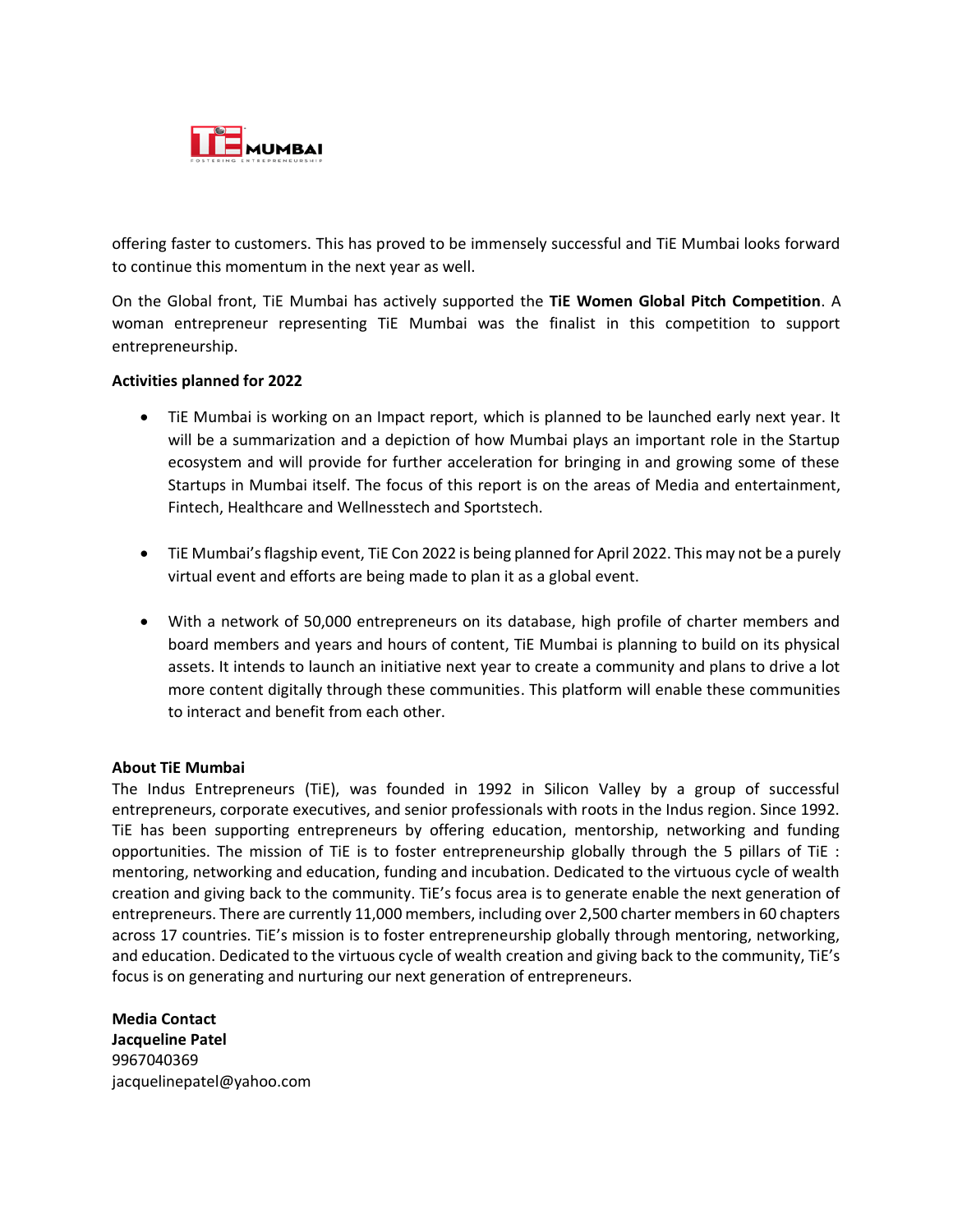offering faster to customers. This has proved to be immensely successful and TiE Mumbai looks forward to continue this momentum in the next year as well.

On the Global front, TiE Mumbai has actively supported the **TiE Women Global Pitch Competition**. A woman entrepreneur representing TiE Mumbai was the finalist in this competition to support entrepreneurship.

**Activities planned for 2022**

- TiE Mumbai is working on an Impact report, which is planned to be launched early next year. It will be a summarization and a depiction of how Mumbai plays an important role in the Startup ecosystem and will provide for further acceleration for bringing in and growing some of these Startups in Mumbai itself. The focus of this report is on the areas of Media and entertainment, Fintech, Healthcare and Wellnesstech and Sportstech.

- TiE Mumbai's flagship event, TiE Con 2022 is being planned for April 2022. This may not be a purely virtual event and efforts are being made to plan it as a global event.

- With a network of 50,000 entrepreneurs on its database, high profile of charter members and board members and years and hours of content, TiE Mumbai is planning to build on its physical assets. It intends to launch an initiative next year to create a community and plans to drive a lot more content digitally through these communities. This platform will enable these communities to interact and benefit from each other.

**About TiE Mumbai**

The Indus Entrepreneurs (TiE), was founded in 1992 in Silicon Valley by a group of successful entrepreneurs, corporate executives, and senior professionals with roots in the Indus region. Since 1992. TiE has been supporting entrepreneurs by offering education, mentorship, networking and funding opportunities. The mission of TiE is to foster entrepreneurship globally through the 5 pillars of TiE : mentoring, networking and education, funding and incubation. Dedicated to the virtuous cycle of wealth creation and giving back to the community. TiE's focus area is to generate enable the next generation of entrepreneurs. There are currently 11,000 members, including over 2,500 charter members in 60 chapters across 17 countries. TiE's mission is to foster entrepreneurship globally through mentoring, networking, and education. Dedicated to the virtuous cycle of wealth creation and giving back to the community, TiE's focus is on generating and nurturing our next generation of entrepreneurs.

**Media Contact**
**Jacqueline Patel**
9967040369
jacquelinepatel@yahoo.com